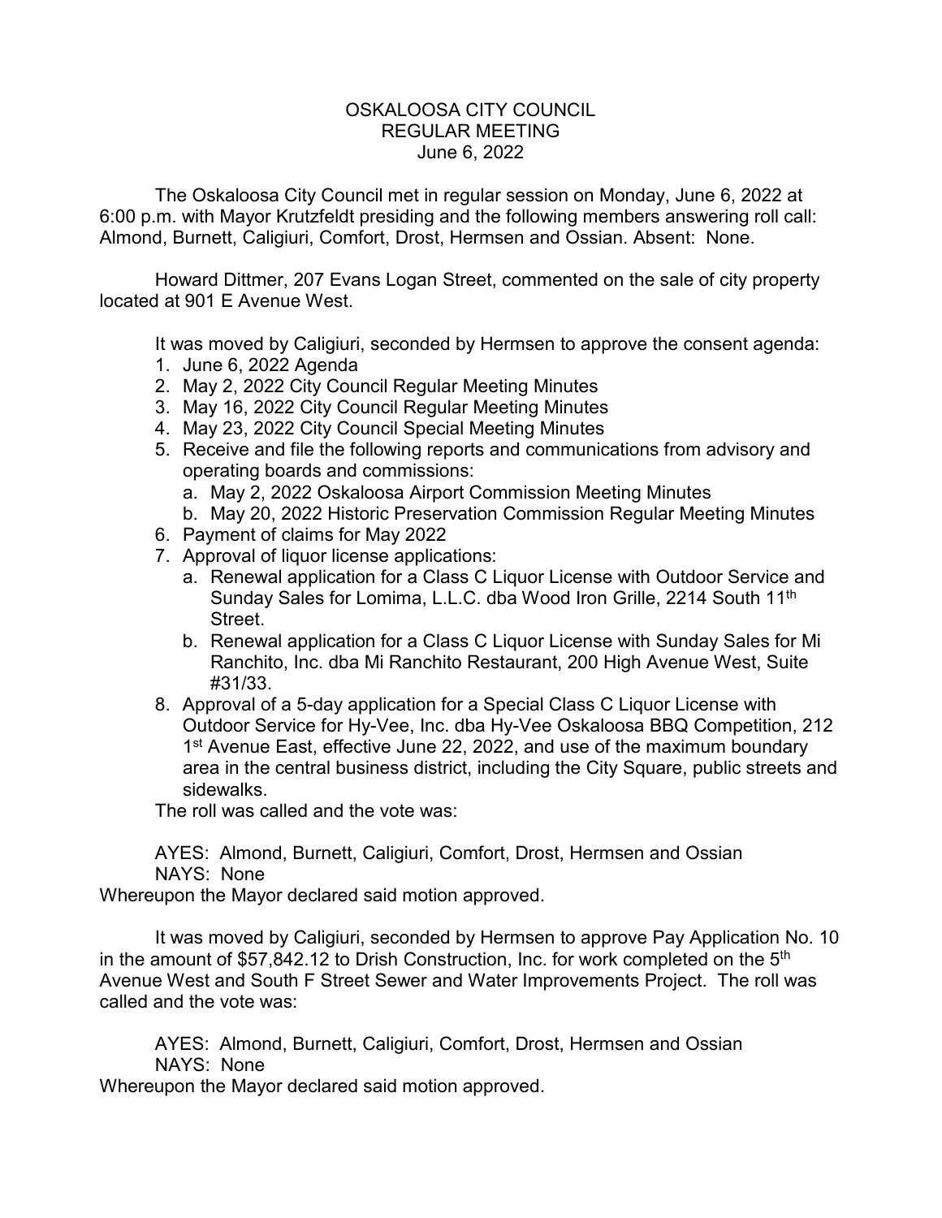# OSKALOOSA CITY COUNCIL
## REGULAR MEETING
### June 6, 2022

The Oskaloosa City Council met in regular session on Monday, June 6, 2022 at 6:00 p.m. with Mayor Krutzfeldt presiding and the following members answering roll call: Almond, Burnett, Caligiuri, Comfort, Drost, Hermsen and Ossian. Absent: None.

Howard Dittmer, 207 Evans Logan Street, commented on the sale of city property located at 901 E Avenue West.

It was moved by Caligiuri, seconded by Hermsen to approve the consent agenda:

1. June 6, 2022 Agenda
2. May 2, 2022 City Council Regular Meeting Minutes
3. May 16, 2022 City Council Regular Meeting Minutes
4. May 23, 2022 City Council Special Meeting Minutes
5. Receive and file the following reports and communications from advisory and operating boards and commissions:
   a. May 2, 2022 Oskaloosa Airport Commission Meeting Minutes
   b. May 20, 2022 Historic Preservation Commission Regular Meeting Minutes
6. Payment of claims for May 2022
7. Approval of liquor license applications:
   a. Renewal application for a Class C Liquor License with Outdoor Service and Sunday Sales for Lomima, L.L.C. dba Wood Iron Grille, 2214 South 11th Street.
   b. Renewal application for a Class C Liquor License with Sunday Sales for Mi Ranchito, Inc. dba Mi Ranchito Restaurant, 200 High Avenue West, Suite #31/33.
8. Approval of a 5-day application for a Special Class C Liquor License with Outdoor Service for Hy-Vee, Inc. dba Hy-Vee Oskaloosa BBQ Competition, 212 1st Avenue East, effective June 22, 2022, and use of the maximum boundary area in the central business district, including the City Square, public streets and sidewalks.

The roll was called and the vote was:

AYES: Almond, Burnett, Caligiuri, Comfort, Drost, Hermsen and Ossian
NAYS: None

Whereupon the Mayor declared said motion approved.

It was moved by Caligiuri, seconded by Hermsen to approve Pay Application No. 10 in the amount of $57,842.12 to Drish Construction, Inc. for work completed on the 5th Avenue West and South F Street Sewer and Water Improvements Project. The roll was called and the vote was:

AYES: Almond, Burnett, Caligiuri, Comfort, Drost, Hermsen and Ossian
NAYS: None

Whereupon the Mayor declared said motion approved.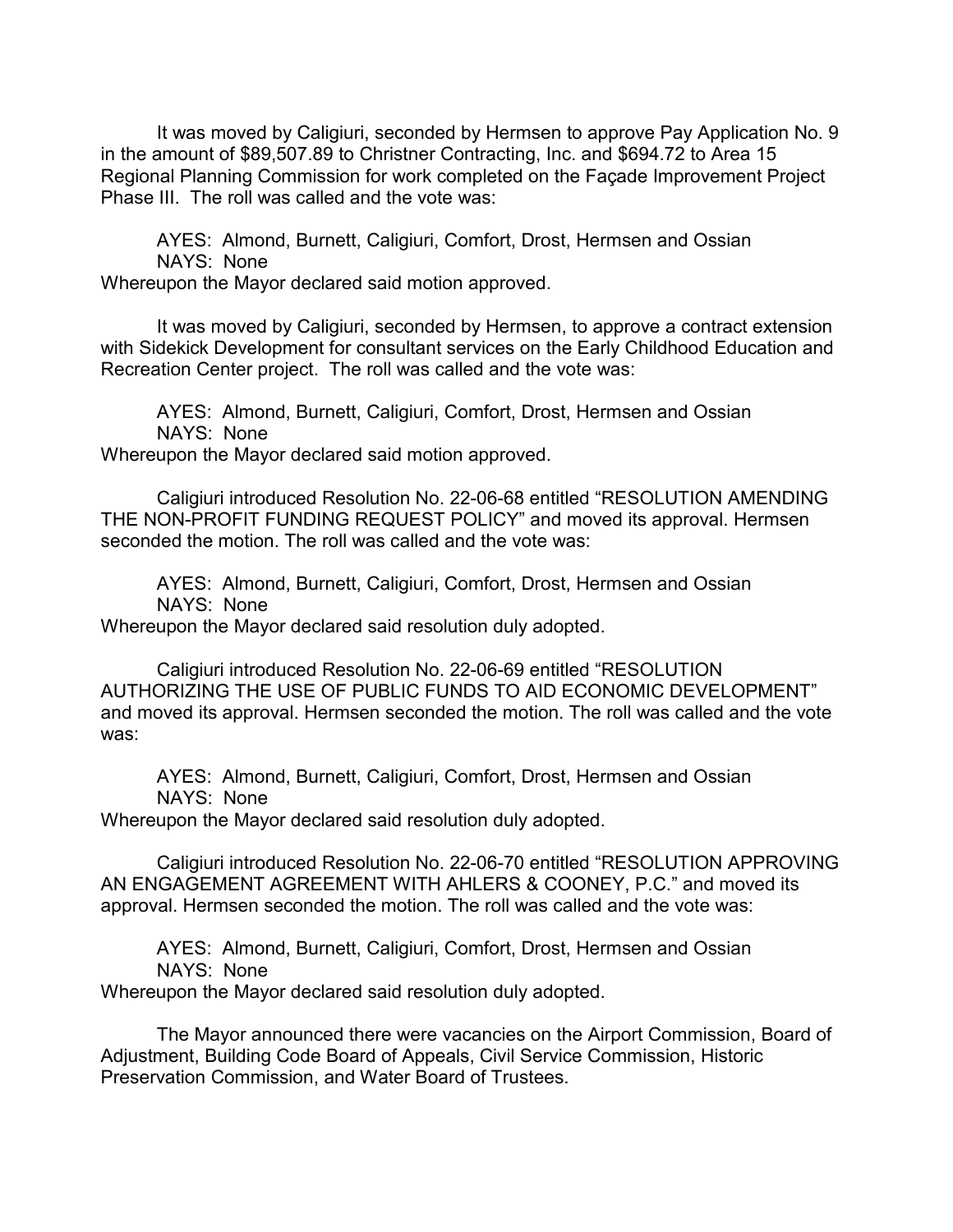It was moved by Caligiuri, seconded by Hermsen to approve Pay Application No. 9 in the amount of $89,507.89 to Christner Contracting, Inc. and $694.72 to Area 15 Regional Planning Commission for work completed on the Façade Improvement Project Phase III. The roll was called and the vote was:

AYES: Almond, Burnett, Caligiuri, Comfort, Drost, Hermsen and Ossian
NAYS: None

Whereupon the Mayor declared said motion approved.

It was moved by Caligiuri, seconded by Hermsen, to approve a contract extension with Sidekick Development for consultant services on the Early Childhood Education and Recreation Center project. The roll was called and the vote was:

AYES: Almond, Burnett, Caligiuri, Comfort, Drost, Hermsen and Ossian
NAYS: None

Whereupon the Mayor declared said motion approved.

Caligiuri introduced Resolution No. 22-06-68 entitled "RESOLUTION AMENDING THE NON-PROFIT FUNDING REQUEST POLICY" and moved its approval. Hermsen seconded the motion. The roll was called and the vote was:

AYES: Almond, Burnett, Caligiuri, Comfort, Drost, Hermsen and Ossian
NAYS: None

Whereupon the Mayor declared said resolution duly adopted.

Caligiuri introduced Resolution No. 22-06-69 entitled "RESOLUTION AUTHORIZING THE USE OF PUBLIC FUNDS TO AID ECONOMIC DEVELOPMENT" and moved its approval. Hermsen seconded the motion. The roll was called and the vote was:

AYES: Almond, Burnett, Caligiuri, Comfort, Drost, Hermsen and Ossian
NAYS: None

Whereupon the Mayor declared said resolution duly adopted.

Caligiuri introduced Resolution No. 22-06-70 entitled "RESOLUTION APPROVING AN ENGAGEMENT AGREEMENT WITH AHLERS & COONEY, P.C." and moved its approval. Hermsen seconded the motion. The roll was called and the vote was:

AYES: Almond, Burnett, Caligiuri, Comfort, Drost, Hermsen and Ossian
NAYS: None

Whereupon the Mayor declared said resolution duly adopted.

The Mayor announced there were vacancies on the Airport Commission, Board of Adjustment, Building Code Board of Appeals, Civil Service Commission, Historic Preservation Commission, and Water Board of Trustees.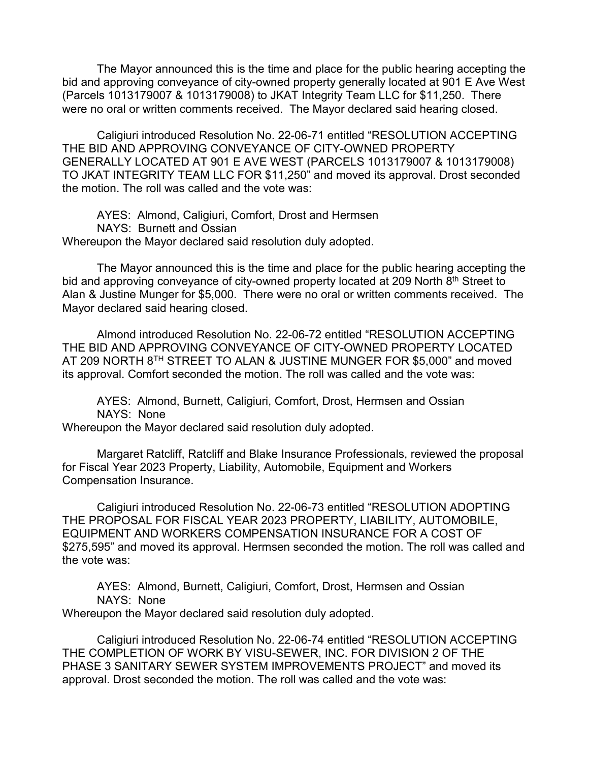The Mayor announced this is the time and place for the public hearing accepting the bid and approving conveyance of city-owned property generally located at 901 E Ave West (Parcels 1013179007 & 1013179008) to JKAT Integrity Team LLC for $11,250. There were no oral or written comments received. The Mayor declared said hearing closed.

Caligiuri introduced Resolution No. 22-06-71 entitled "RESOLUTION ACCEPTING THE BID AND APPROVING CONVEYANCE OF CITY-OWNED PROPERTY GENERALLY LOCATED AT 901 E AVE WEST (PARCELS 1013179007 & 1013179008) TO JKAT INTEGRITY TEAM LLC FOR $11,250" and moved its approval. Drost seconded the motion. The roll was called and the vote was:

AYES: Almond, Caligiuri, Comfort, Drost and Hermsen
NAYS: Burnett and Ossian

Whereupon the Mayor declared said resolution duly adopted.

The Mayor announced this is the time and place for the public hearing accepting the bid and approving conveyance of city-owned property located at 209 North 8th Street to Alan & Justine Munger for $5,000. There were no oral or written comments received. The Mayor declared said hearing closed.

Almond introduced Resolution No. 22-06-72 entitled "RESOLUTION ACCEPTING THE BID AND APPROVING CONVEYANCE OF CITY-OWNED PROPERTY LOCATED AT 209 NORTH 8TH STREET TO ALAN & JUSTINE MUNGER FOR $5,000" and moved its approval. Comfort seconded the motion. The roll was called and the vote was:

AYES: Almond, Burnett, Caligiuri, Comfort, Drost, Hermsen and Ossian
NAYS: None

Whereupon the Mayor declared said resolution duly adopted.

Margaret Ratcliff, Ratcliff and Blake Insurance Professionals, reviewed the proposal for Fiscal Year 2023 Property, Liability, Automobile, Equipment and Workers Compensation Insurance.

Caligiuri introduced Resolution No. 22-06-73 entitled "RESOLUTION ADOPTING THE PROPOSAL FOR FISCAL YEAR 2023 PROPERTY, LIABILITY, AUTOMOBILE, EQUIPMENT AND WORKERS COMPENSATION INSURANCE FOR A COST OF $275,595" and moved its approval. Hermsen seconded the motion. The roll was called and the vote was:

AYES: Almond, Burnett, Caligiuri, Comfort, Drost, Hermsen and Ossian
NAYS: None

Whereupon the Mayor declared said resolution duly adopted.

Caligiuri introduced Resolution No. 22-06-74 entitled "RESOLUTION ACCEPTING THE COMPLETION OF WORK BY VISU-SEWER, INC. FOR DIVISION 2 OF THE PHASE 3 SANITARY SEWER SYSTEM IMPROVEMENTS PROJECT" and moved its approval. Drost seconded the motion. The roll was called and the vote was: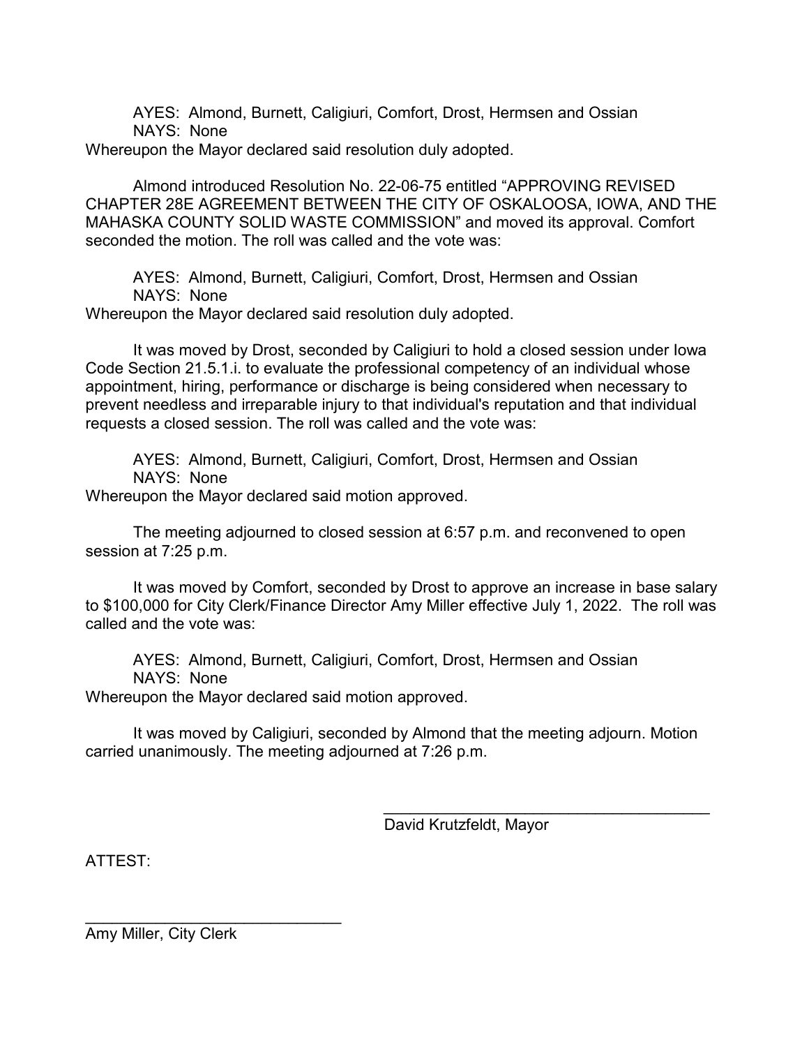AYES: Almond, Burnett, Caligiuri, Comfort, Drost, Hermsen and Ossian
NAYS: None
Whereupon the Mayor declared said resolution duly adopted.

Almond introduced Resolution No. 22-06-75 entitled "APPROVING REVISED CHAPTER 28E AGREEMENT BETWEEN THE CITY OF OSKALOOSA, IOWA, AND THE MAHASKA COUNTY SOLID WASTE COMMISSION" and moved its approval. Comfort seconded the motion. The roll was called and the vote was:

AYES: Almond, Burnett, Caligiuri, Comfort, Drost, Hermsen and Ossian
NAYS: None
Whereupon the Mayor declared said resolution duly adopted.

It was moved by Drost, seconded by Caligiuri to hold a closed session under Iowa Code Section 21.5.1.i. to evaluate the professional competency of an individual whose appointment, hiring, performance or discharge is being considered when necessary to prevent needless and irreparable injury to that individual's reputation and that individual requests a closed session. The roll was called and the vote was:

AYES: Almond, Burnett, Caligiuri, Comfort, Drost, Hermsen and Ossian
NAYS: None
Whereupon the Mayor declared said motion approved.

The meeting adjourned to closed session at 6:57 p.m. and reconvened to open session at 7:25 p.m.

It was moved by Comfort, seconded by Drost to approve an increase in base salary to $100,000 for City Clerk/Finance Director Amy Miller effective July 1, 2022. The roll was called and the vote was:

AYES: Almond, Burnett, Caligiuri, Comfort, Drost, Hermsen and Ossian
NAYS: None
Whereupon the Mayor declared said motion approved.

It was moved by Caligiuri, seconded by Almond that the meeting adjourn. Motion carried unanimously. The meeting adjourned at 7:26 p.m.

\_\_\_\_\_\_\_\_\_\_\_\_\_\_\_\_\_\_\_\_\_\_\_\_\_\_\_\_\_\_\_\_\_\_\_\_
David Krutzfeldt, Mayor

ATTEST:

\_\_\_\_\_\_\_\_\_\_\_\_\_\_\_\_\_\_\_\_\_\_\_\_\_\_\_\_
Amy Miller, City Clerk